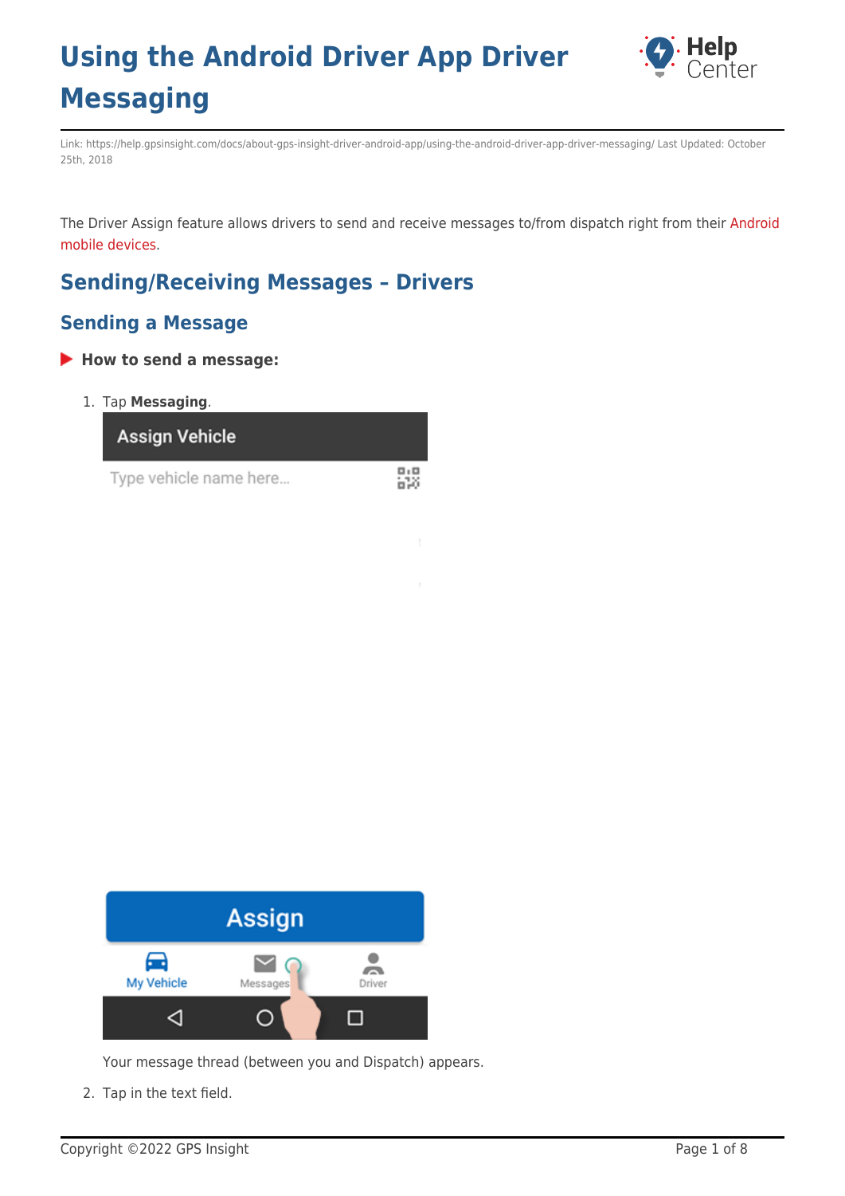# Using the Android Driver App Driver Messaging

Link: https://help.gpsinsight.com/docs/about-gps-insight-driver-android-app/using-the-android-driver-app-driver-messaging/ Last Updated: October 25th, 2018

The Driver Assign feature allows drivers to send and receive messages to/from dispatch right from their Android mobile devices.

## Sending/Receiving Messages – Drivers

### Sending a Message

**How to send a message:**

1. Tap **Messaging**.

   Your message thread (between you and Dispatch) appears.
2. Tap in the text field.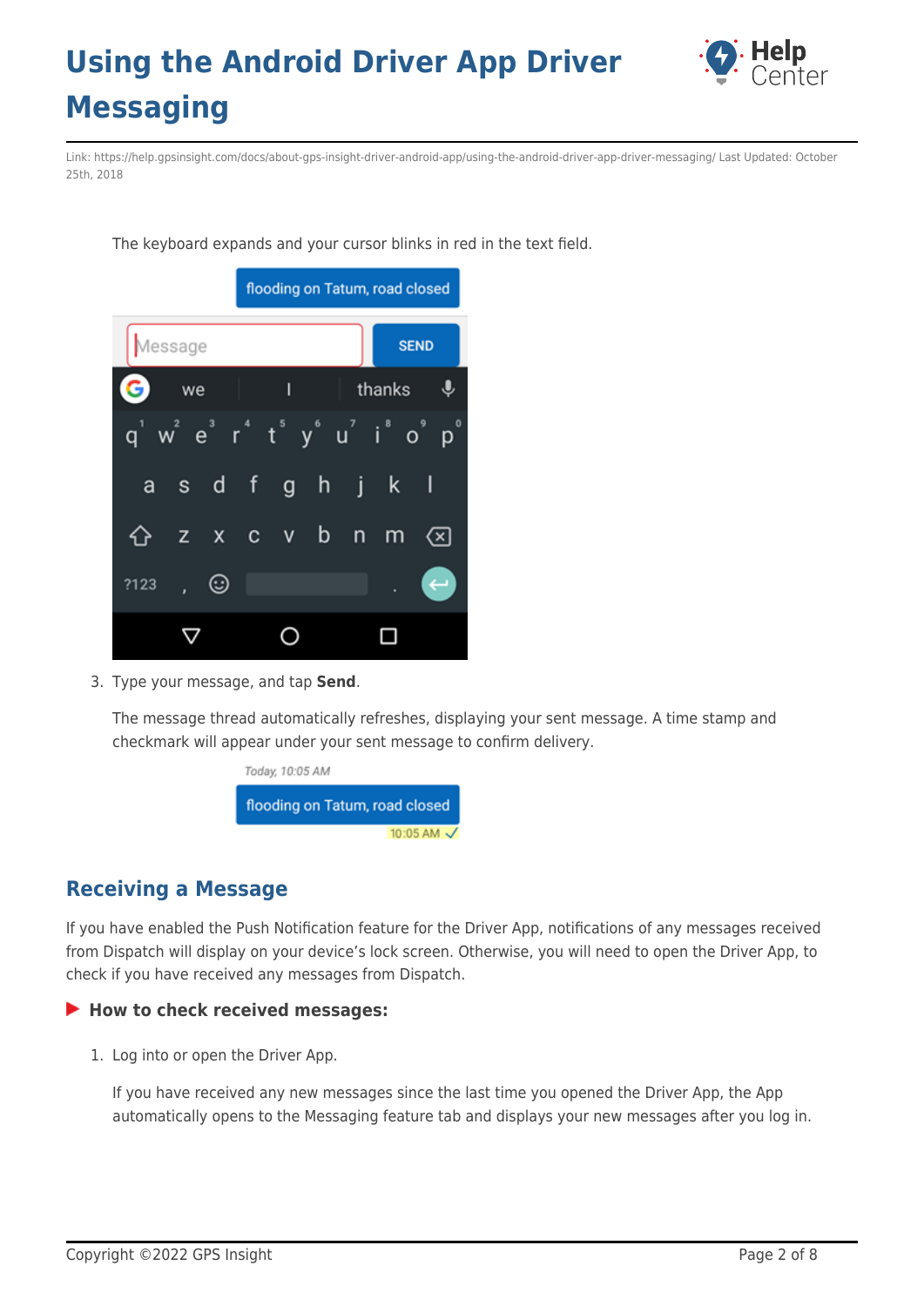The keyboard expands and your cursor blinks in red in the text field.

3. Type your message, and tap **Send**.

   The message thread automatically refreshes, displaying your sent message. A time stamp and checkmark will appear under your sent message to confirm delivery.

## Receiving a Message

If you have enabled the Push Notification feature for the Driver App, notifications of any messages received from Dispatch will display on your device's lock screen. Otherwise, you will need to open the Driver App, to check if you have received any messages from Dispatch.

### How to check received messages:

1. Log into or open the Driver App.

   If you have received any new messages since the last time you opened the Driver App, the App automatically opens to the Messaging feature tab and displays your new messages after you log in.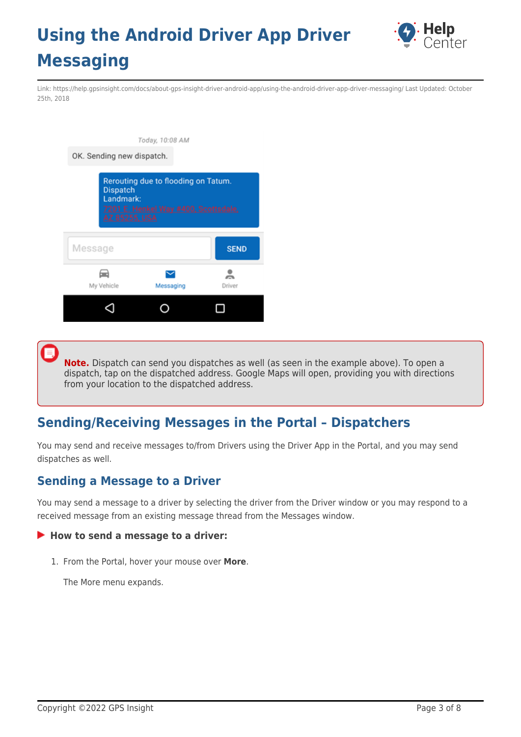# Using the Android Driver App Driver Messaging

Link: https://help.gpsinsight.com/docs/about-gps-insight-driver-android-app/using-the-android-driver-app-driver-messaging/ Last Updated: October 25th, 2018

**Note.** Dispatch can send you dispatches as well (as seen in the example above). To open a dispatch, tap on the dispatched address. Google Maps will open, providing you with directions from your location to the dispatched address.

## Sending/Receiving Messages in the Portal – Dispatchers

You may send and receive messages to/from Drivers using the Driver App in the Portal, and you may send dispatches as well.

### Sending a Message to a Driver

You may send a message to a driver by selecting the driver from the Driver window or you may respond to a received message from an existing message thread from the Messages window.

**How to send a message to a driver:**

1. From the Portal, hover your mouse over **More**.

   The More menu expands.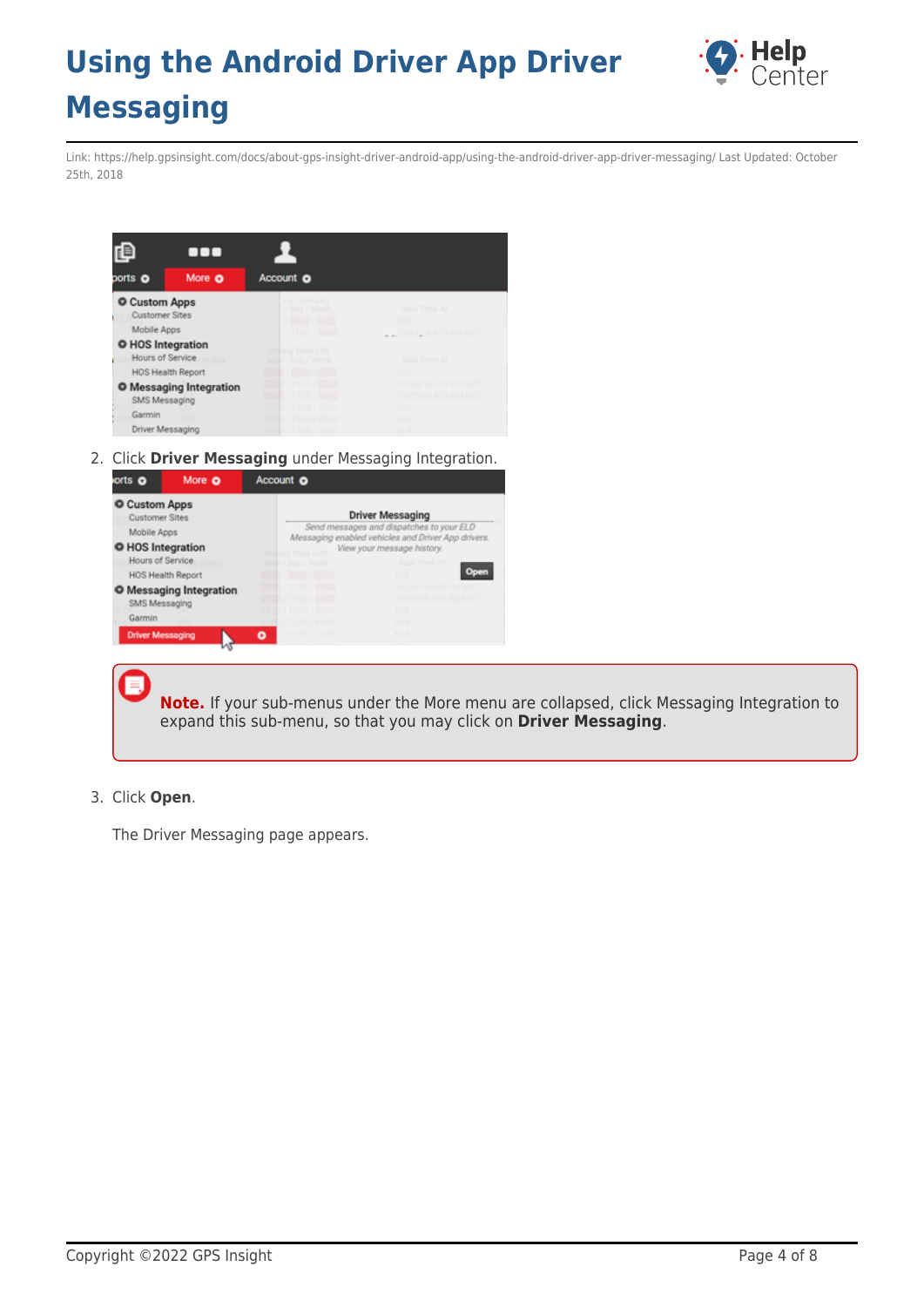2. Click **Driver Messaging** under Messaging Integration.

**Note.** If your sub-menus under the More menu are collapsed, click Messaging Integration to expand this sub-menu, so that you may click on **Driver Messaging**.

3. Click **Open**.

   The Driver Messaging page appears.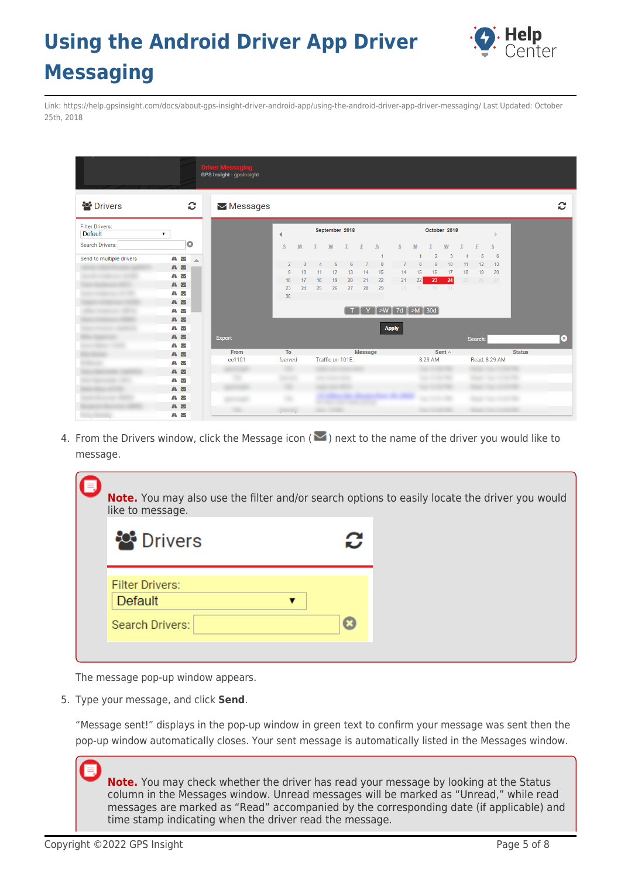Link: https://help.gpsinsight.com/docs/about-gps-insight-driver-android-app/using-the-android-driver-app-driver-messaging/ Last Updated: October 25th, 2018

4. From the Drivers window, click the Message icon ( ) next to the name of the driver you would like to message.

   **Note.** You may also use the filter and/or search options to easily locate the driver you would like to message.

   The message pop-up window appears.

5. Type your message, and click **Send**.

   "Message sent!" displays in the pop-up window in green text to confirm your message was sent then the pop-up window automatically closes. Your sent message is automatically listed in the Messages window.

   **Note.** You may check whether the driver has read your message by looking at the Status column in the Messages window. Unread messages will be marked as "Unread," while read messages are marked as "Read" accompanied by the corresponding date (if applicable) and time stamp indicating when the driver read the message.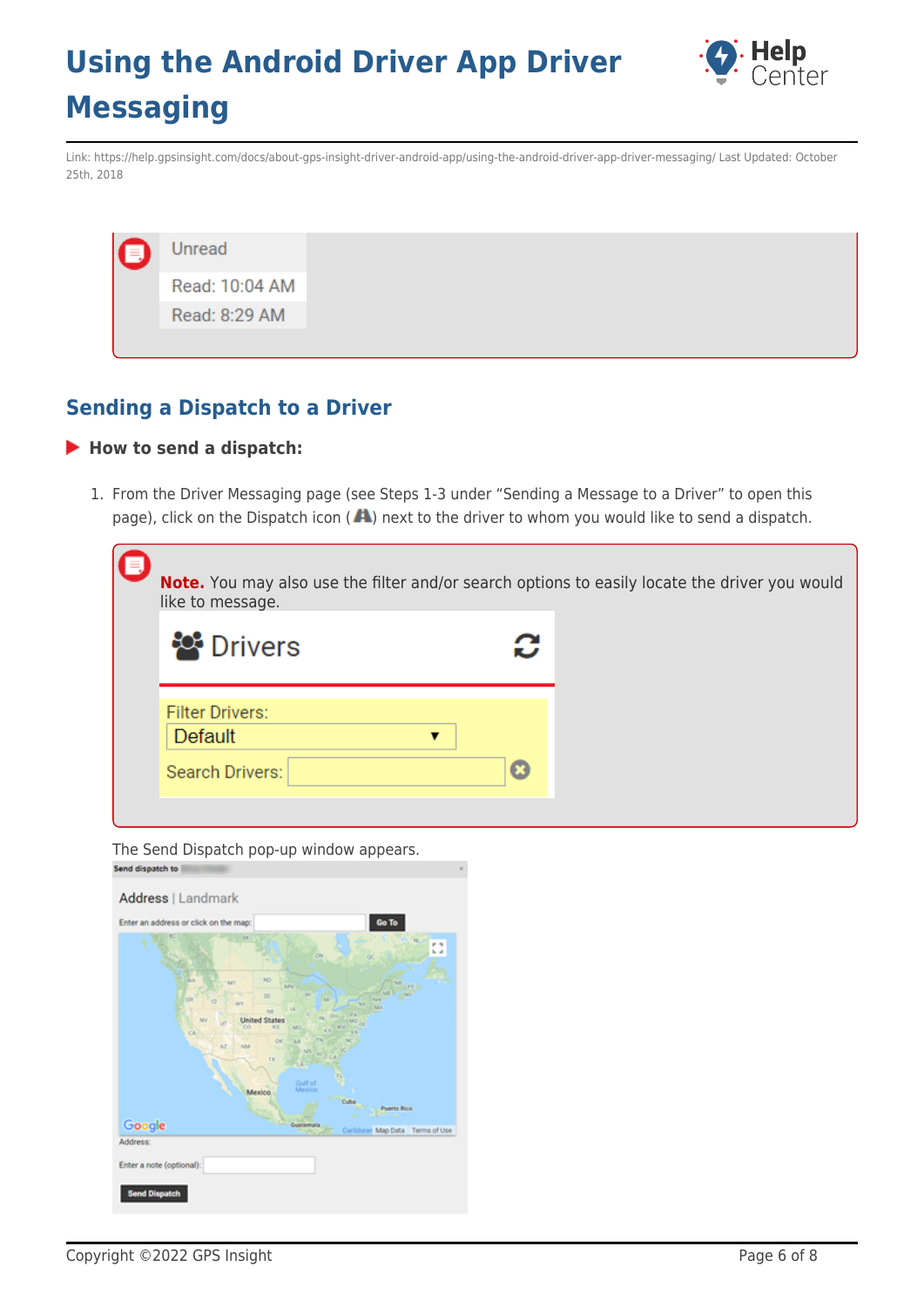Unread

Read: 10:04 AM

Read: 8:29 AM

## Sending a Dispatch to a Driver

### How to send a dispatch:

1. From the Driver Messaging page (see Steps 1-3 under "Sending a Message to a Driver" to open this page), click on the Dispatch icon ( ) next to the driver to whom you would like to send a dispatch.

   **Note.** You may also use the filter and/or search options to easily locate the driver you would like to message.

   Drivers

   Filter Drivers: Default

   Search Drivers:

   The Send Dispatch pop-up window appears.

   Send dispatch to

   Address | Landmark

   Enter an address or click on the map: Go To

   Address:

   Enter a note (optional):

   Send Dispatch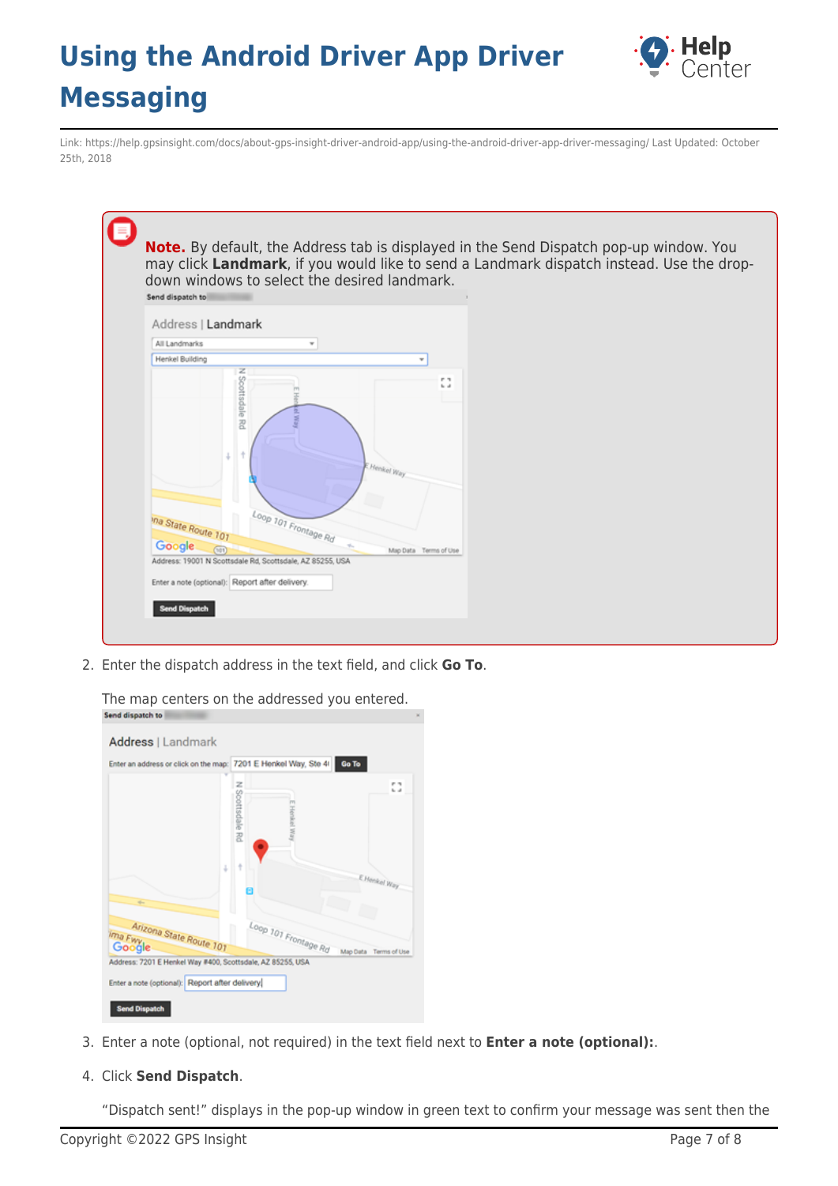**Note.** By default, the Address tab is displayed in the Send Dispatch pop-up window. You may click **Landmark**, if you would like to send a Landmark dispatch instead. Use the drop-down windows to select the desired landmark.

2. Enter the dispatch address in the text field, and click **Go To**.

   The map centers on the addressed you entered.

3. Enter a note (optional, not required) in the text field next to **Enter a note (optional):**.

4. Click **Send Dispatch**.

   “Dispatch sent!” displays in the pop-up window in green text to confirm your message was sent then the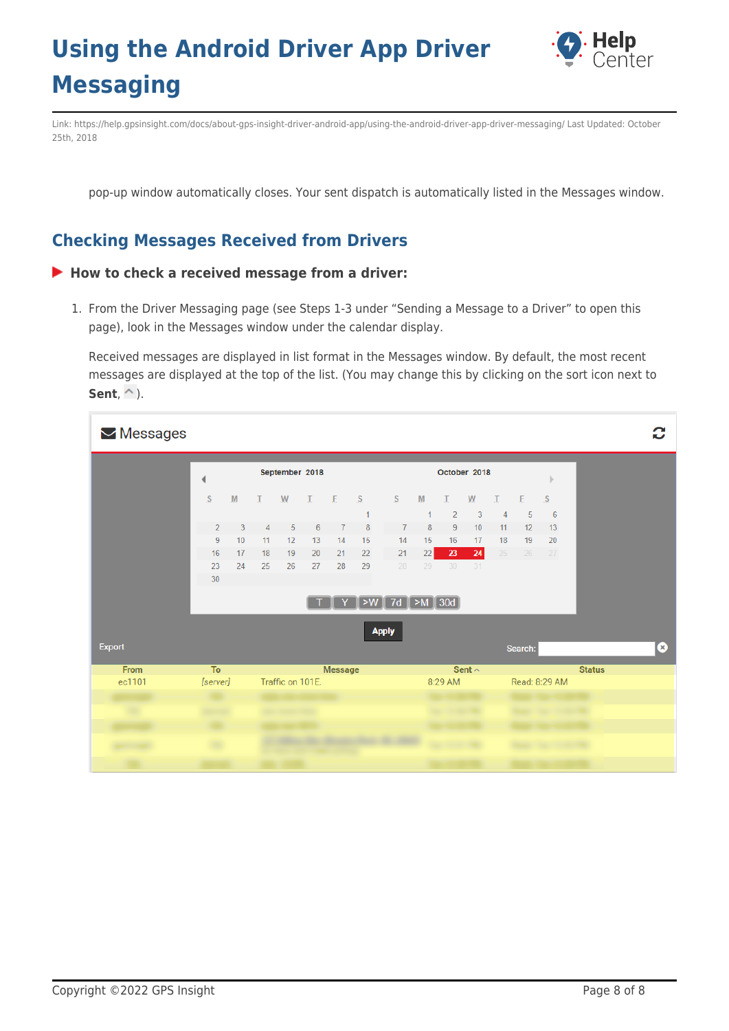pop-up window automatically closes. Your sent dispatch is automatically listed in the Messages window.

## Checking Messages Received from Drivers

**How to check a received message from a driver:**

1. From the Driver Messaging page (see Steps 1-3 under "Sending a Message to a Driver" to open this page), look in the Messages window under the calendar display.

   Received messages are displayed in list format in the Messages window. By default, the most recent messages are displayed at the top of the list. (You may change this by clicking on the sort icon next to **Sent**, ^).